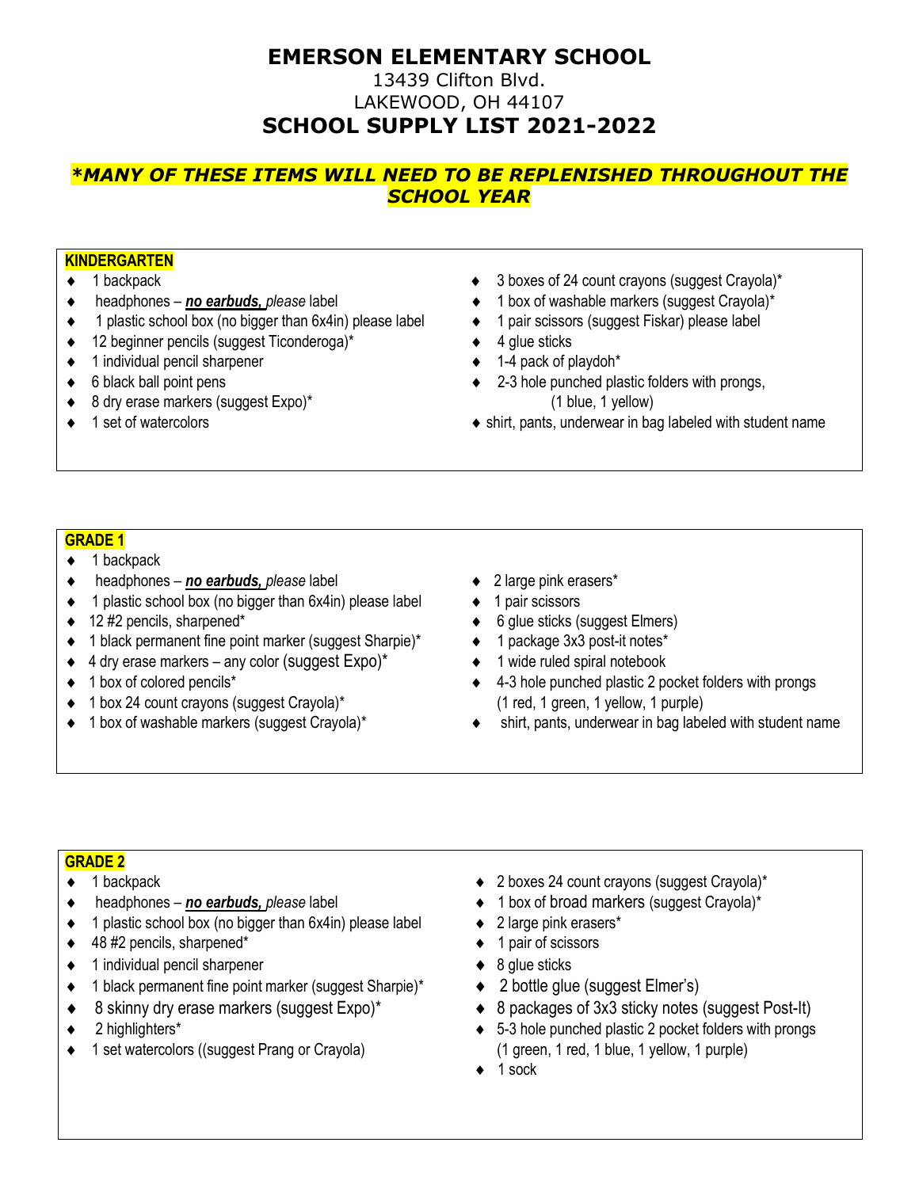# EMERSON ELEMENTARY SCHOOL

13439 Clifton Blvd.
LAKEWOOD, OH 44107

## SCHOOL SUPPLY LIST 2021-2022

***\*MANY OF THESE ITEMS WILL NEED TO BE REPLENISHED THROUGHOUT THE SCHOOL YEAR***

### KINDERGARTEN

- 1 backpack
- headphones – ***no earbuds,*** *please* label
- 1 plastic school box (no bigger than 6x4in) please label
- 12 beginner pencils (suggest Ticonderoga)*
- 1 individual pencil sharpener
- 6 black ball point pens
- 8 dry erase markers (suggest Expo)*
- 1 set of watercolors
- 3 boxes of 24 count crayons (suggest Crayola)*
- 1 box of washable markers (suggest Crayola)*
- 1 pair scissors (suggest Fiskar) please label
- 4 glue sticks
- 1-4 pack of playdoh*
- 2-3 hole punched plastic folders with prongs, (1 blue, 1 yellow)
- shirt, pants, underwear in bag labeled with student name

### GRADE 1

- 1 backpack
- headphones – ***no earbuds,*** *please* label
- 1 plastic school box (no bigger than 6x4in) please label
- 12 #2 pencils, sharpened*
- 1 black permanent fine point marker (suggest Sharpie)*
- 4 dry erase markers – any color (suggest Expo)*
- 1 box of colored pencils*
- 1 box 24 count crayons (suggest Crayola)*
- 1 box of washable markers (suggest Crayola)*
- 2 large pink erasers*
- 1 pair scissors
- 6 glue sticks (suggest Elmers)
- 1 package 3x3 post-it notes*
- 1 wide ruled spiral notebook
- 4-3 hole punched plastic 2 pocket folders with prongs (1 red, 1 green, 1 yellow, 1 purple)
- shirt, pants, underwear in bag labeled with student name

### GRADE 2

- 1 backpack
- headphones – ***no earbuds,*** *please* label
- 1 plastic school box (no bigger than 6x4in) please label
- 48 #2 pencils, sharpened*
- 1 individual pencil sharpener
- 1 black permanent fine point marker (suggest Sharpie)*
- 8 skinny dry erase markers (suggest Expo)*
- 2 highlighters*
- 1 set watercolors ((suggest Prang or Crayola)
- 2 boxes 24 count crayons (suggest Crayola)*
- 1 box of broad markers (suggest Crayola)*
- 2 large pink erasers*
- 1 pair of scissors
- 8 glue sticks
- 2 bottle glue (suggest Elmer's)
- 8 packages of 3x3 sticky notes (suggest Post-It)
- 5-3 hole punched plastic 2 pocket folders with prongs (1 green, 1 red, 1 blue, 1 yellow, 1 purple)
- 1 sock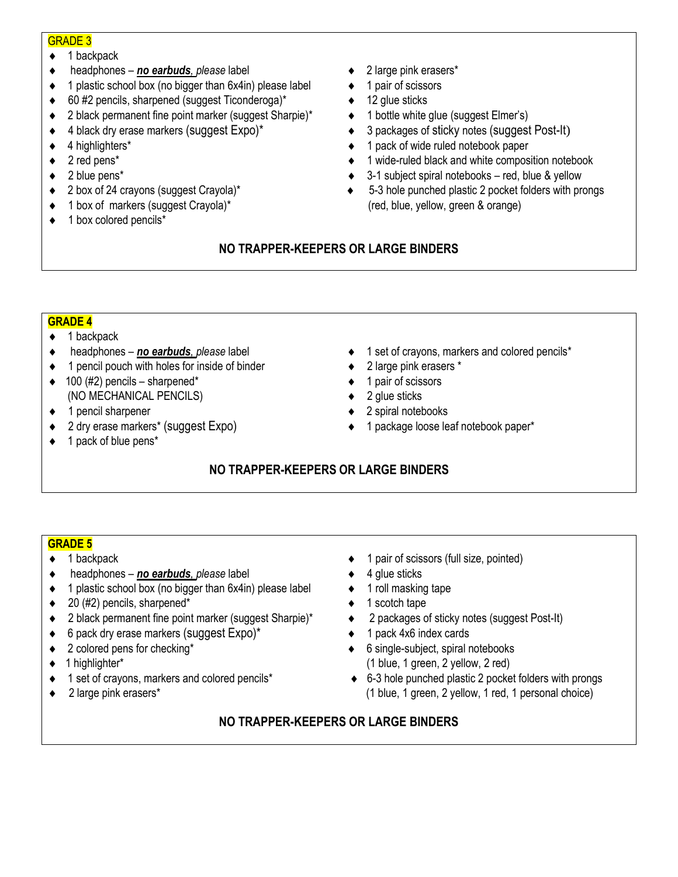## GRADE 3

- 1 backpack
- headphones – ***no earbuds**, please* label
- 1 plastic school box (no bigger than 6x4in) please label
- 60 #2 pencils, sharpened (suggest Ticonderoga)*
- 2 black permanent fine point marker (suggest Sharpie)*
- 4 black dry erase markers (suggest Expo)*
- 4 highlighters*
- 2 red pens*
- 2 blue pens*
- 2 box of 24 crayons (suggest Crayola)*
- 1 box of markers (suggest Crayola)*
- 1 box colored pencils*
- 2 large pink erasers*
- 1 pair of scissors
- 12 glue sticks
- 1 bottle white glue (suggest Elmer's)
- 3 packages of sticky notes (suggest Post-It)
- 1 pack of wide ruled notebook paper
- 1 wide-ruled black and white composition notebook
- 3-1 subject spiral notebooks – red, blue & yellow
- 5-3 hole punched plastic 2 pocket folders with prongs (red, blue, yellow, green & orange)

**NO TRAPPER-KEEPERS OR LARGE BINDERS**

## GRADE 4

- 1 backpack
- headphones – ***no earbuds**, please* label
- 1 pencil pouch with holes for inside of binder
- 100 (#2) pencils – sharpened* (NO MECHANICAL PENCILS)
- 1 pencil sharpener
- 2 dry erase markers* (suggest Expo)
- 1 pack of blue pens*
- 1 set of crayons, markers and colored pencils*
- 2 large pink erasers *
- 1 pair of scissors
- 2 glue sticks
- 2 spiral notebooks
- 1 package loose leaf notebook paper*

**NO TRAPPER-KEEPERS OR LARGE BINDERS**

## GRADE 5

- 1 backpack
- headphones – ***no earbuds**, please* label
- 1 plastic school box (no bigger than 6x4in) please label
- 20 (#2) pencils, sharpened*
- 2 black permanent fine point marker (suggest Sharpie)*
- 6 pack dry erase markers (suggest Expo)*
- 2 colored pens for checking*
- 1 highlighter*
- 1 set of crayons, markers and colored pencils*
- 2 large pink erasers*
- 1 pair of scissors (full size, pointed)
- 4 glue sticks
- 1 roll masking tape
- 1 scotch tape
- 2 packages of sticky notes (suggest Post-It)
- 1 pack 4x6 index cards
- 6 single-subject, spiral notebooks (1 blue, 1 green, 2 yellow, 2 red)
- 6-3 hole punched plastic 2 pocket folders with prongs (1 blue, 1 green, 2 yellow, 1 red, 1 personal choice)

**NO TRAPPER-KEEPERS OR LARGE BINDERS**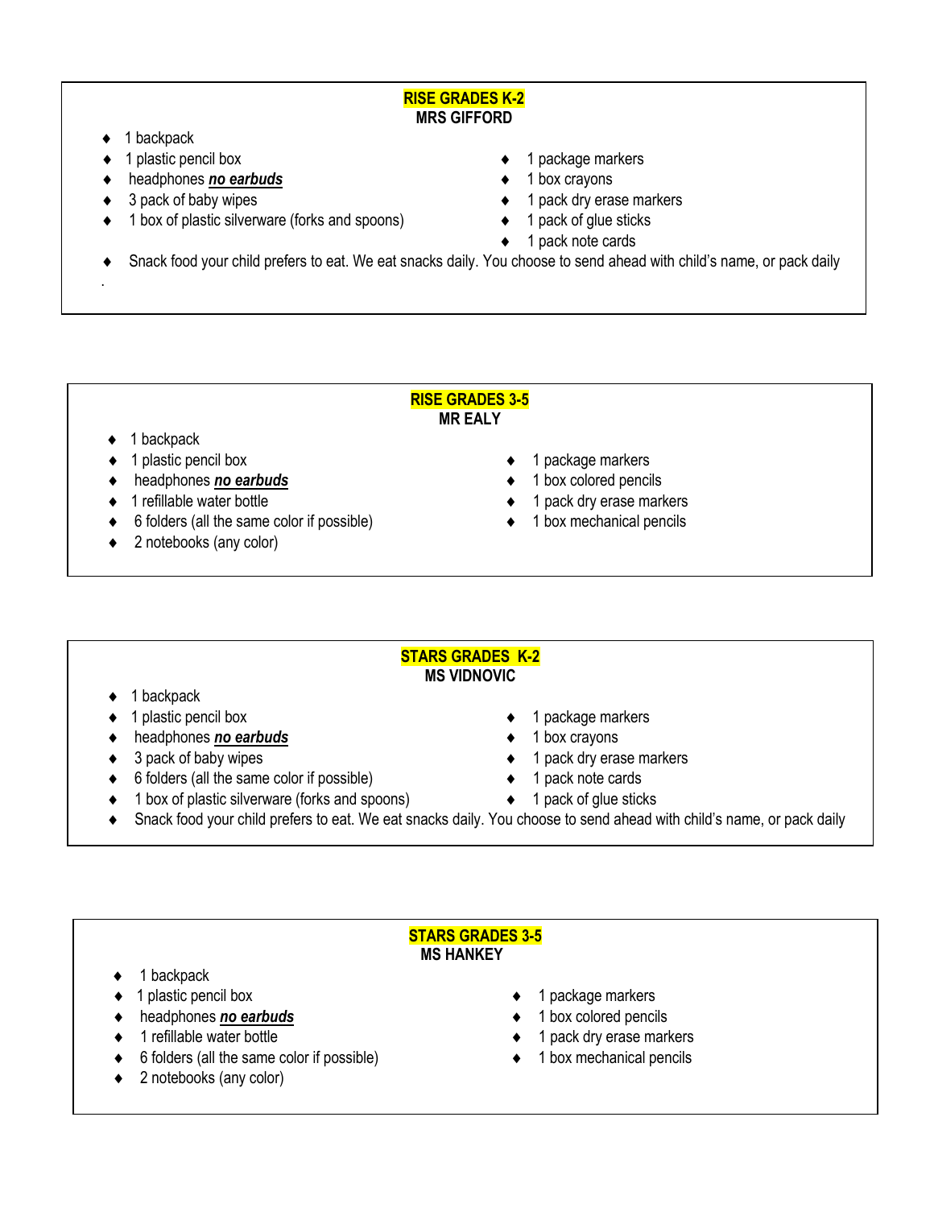## RISE GRADES K-2
### MRS GIFFORD

- 1 backpack
- 1 plastic pencil box
- headphones ***no earbuds***
- 3 pack of baby wipes
- 1 box of plastic silverware (forks and spoons)
- 1 package markers
- 1 box crayons
- 1 pack dry erase markers
- 1 pack of glue sticks
- 1 pack note cards
- Snack food your child prefers to eat. We eat snacks daily. You choose to send ahead with child's name, or pack daily

.

## RISE GRADES 3-5
### MR EALY

- 1 backpack
- 1 plastic pencil box
- headphones ***no earbuds***
- 1 refillable water bottle
- 6 folders (all the same color if possible)
- 2 notebooks (any color)
- 1 package markers
- 1 box colored pencils
- 1 pack dry erase markers
- 1 box mechanical pencils

## STARS GRADES K-2
### MS VIDNOVIC

- 1 backpack
- 1 plastic pencil box
- headphones ***no earbuds***
- 3 pack of baby wipes
- 6 folders (all the same color if possible)
- 1 box of plastic silverware (forks and spoons)
- 1 package markers
- 1 box crayons
- 1 pack dry erase markers
- 1 pack note cards
- 1 pack of glue sticks
- Snack food your child prefers to eat. We eat snacks daily. You choose to send ahead with child's name, or pack daily

## STARS GRADES 3-5
### MS HANKEY

- 1 backpack
- 1 plastic pencil box
- headphones ***no earbuds***
- 1 refillable water bottle
- 6 folders (all the same color if possible)
- 2 notebooks (any color)
- 1 package markers
- 1 box colored pencils
- 1 pack dry erase markers
- 1 box mechanical pencils